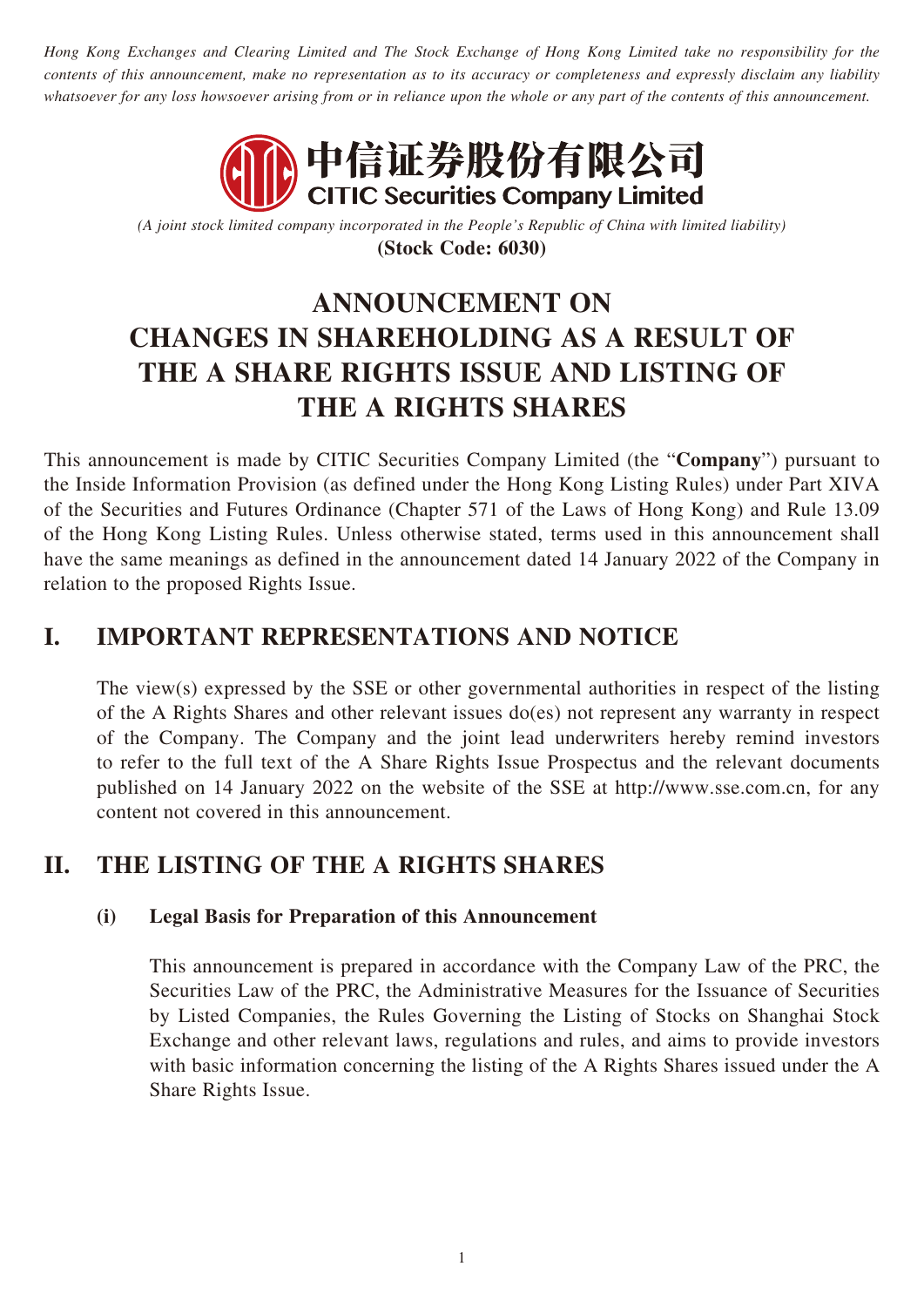*Hong Kong Exchanges and Clearing Limited and The Stock Exchange of Hong Kong Limited take no responsibility for the contents of this announcement, make no representation as to its accuracy or completeness and expressly disclaim any liability whatsoever for any loss howsoever arising from or in reliance upon the whole or any part of the contents of this announcement.*

**中信证券股份有限公司**
**CITIC Securities Company Limited**

*(A joint stock limited company incorporated in the People's Republic of China with limited liability)*
**(Stock Code: 6030)**

# ANNOUNCEMENT ON CHANGES IN SHAREHOLDING AS A RESULT OF THE A SHARE RIGHTS ISSUE AND LISTING OF THE A RIGHTS SHARES

This announcement is made by CITIC Securities Company Limited (the "**Company**") pursuant to the Inside Information Provision (as defined under the Hong Kong Listing Rules) under Part XIVA of the Securities and Futures Ordinance (Chapter 571 of the Laws of Hong Kong) and Rule 13.09 of the Hong Kong Listing Rules. Unless otherwise stated, terms used in this announcement shall have the same meanings as defined in the announcement dated 14 January 2022 of the Company in relation to the proposed Rights Issue.

## I. IMPORTANT REPRESENTATIONS AND NOTICE

The view(s) expressed by the SSE or other governmental authorities in respect of the listing of the A Rights Shares and other relevant issues do(es) not represent any warranty in respect of the Company. The Company and the joint lead underwriters hereby remind investors to refer to the full text of the A Share Rights Issue Prospectus and the relevant documents published on 14 January 2022 on the website of the SSE at http://www.sse.com.cn, for any content not covered in this announcement.

## II. THE LISTING OF THE A RIGHTS SHARES

### (i) Legal Basis for Preparation of this Announcement

This announcement is prepared in accordance with the Company Law of the PRC, the Securities Law of the PRC, the Administrative Measures for the Issuance of Securities by Listed Companies, the Rules Governing the Listing of Stocks on Shanghai Stock Exchange and other relevant laws, regulations and rules, and aims to provide investors with basic information concerning the listing of the A Rights Shares issued under the A Share Rights Issue.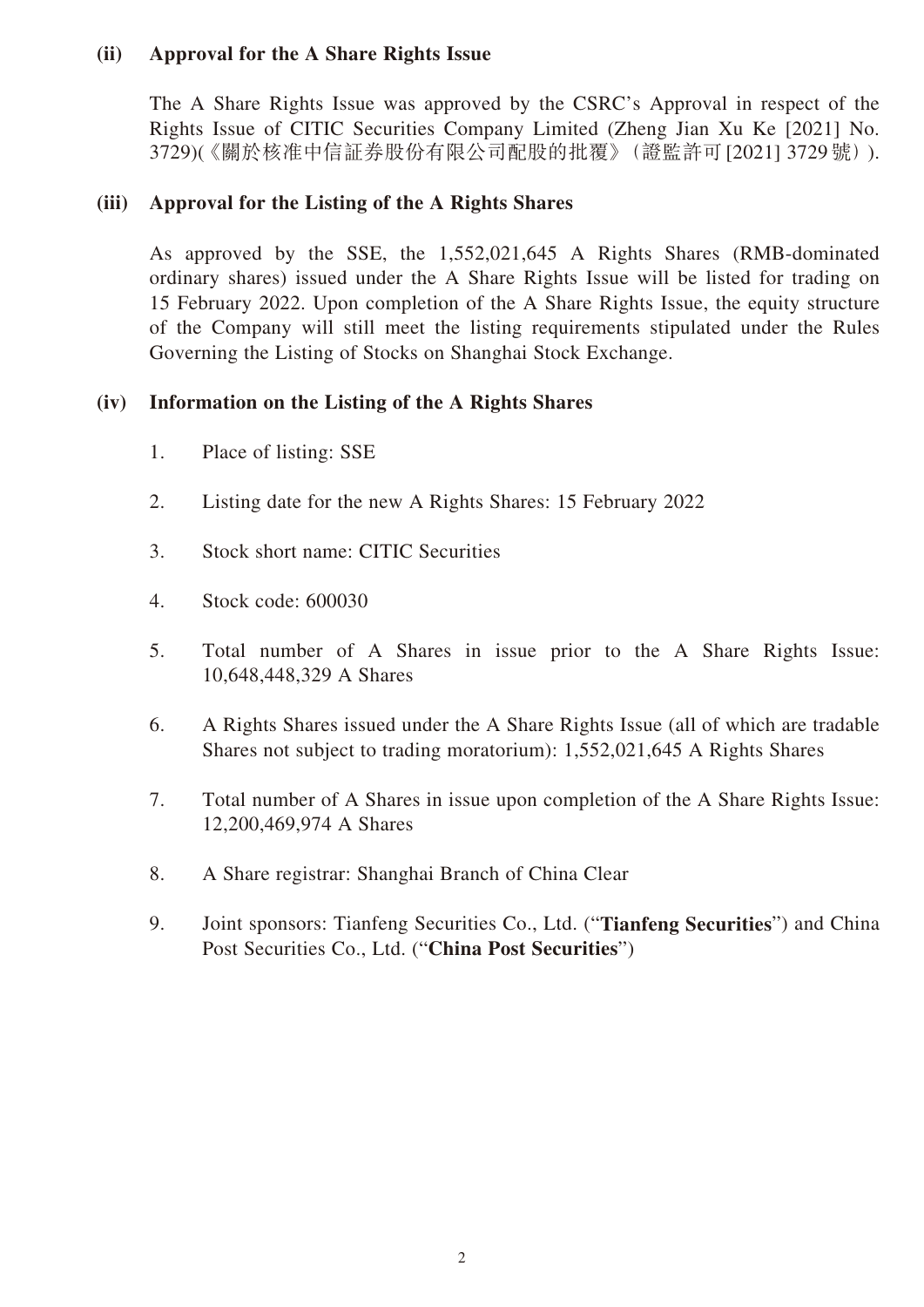**(ii) Approval for the A Share Rights Issue**

The A Share Rights Issue was approved by the CSRC's Approval in respect of the Rights Issue of CITIC Securities Company Limited (Zheng Jian Xu Ke [2021] No. 3729)(《關於核准中信証券股份有限公司配股的批覆》(證監許可 [2021] 3729 號)).

**(iii) Approval for the Listing of the A Rights Shares**

As approved by the SSE, the 1,552,021,645 A Rights Shares (RMB-dominated ordinary shares) issued under the A Share Rights Issue will be listed for trading on 15 February 2022. Upon completion of the A Share Rights Issue, the equity structure of the Company will still meet the listing requirements stipulated under the Rules Governing the Listing of Stocks on Shanghai Stock Exchange.

**(iv) Information on the Listing of the A Rights Shares**

1. Place of listing: SSE
2. Listing date for the new A Rights Shares: 15 February 2022
3. Stock short name: CITIC Securities
4. Stock code: 600030
5. Total number of A Shares in issue prior to the A Share Rights Issue: 10,648,448,329 A Shares
6. A Rights Shares issued under the A Share Rights Issue (all of which are tradable Shares not subject to trading moratorium): 1,552,021,645 A Rights Shares
7. Total number of A Shares in issue upon completion of the A Share Rights Issue: 12,200,469,974 A Shares
8. A Share registrar: Shanghai Branch of China Clear
9. Joint sponsors: Tianfeng Securities Co., Ltd. ("**Tianfeng Securities**") and China Post Securities Co., Ltd. ("**China Post Securities**")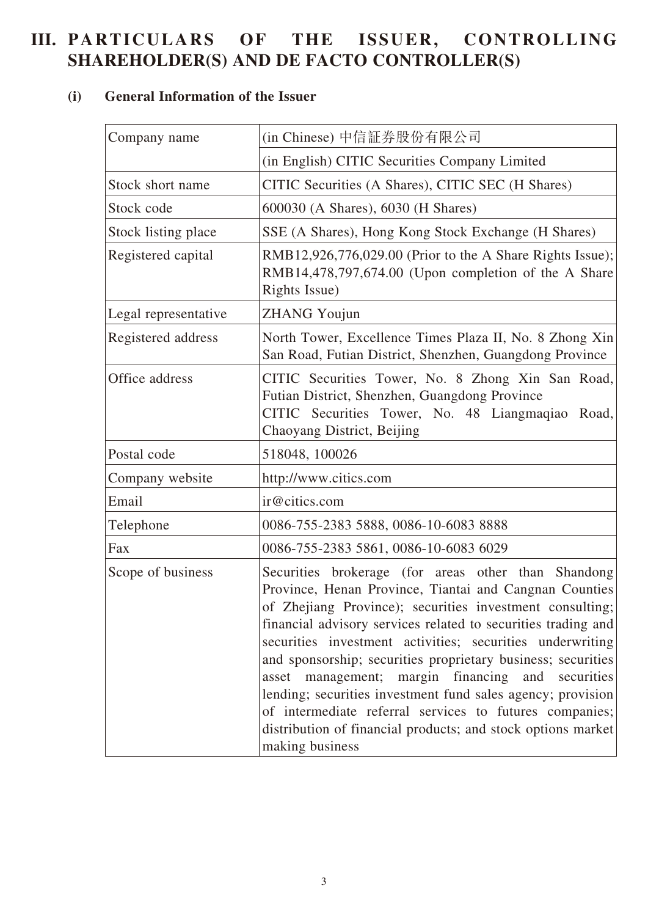# III. PARTICULARS OF THE ISSUER, CONTROLLING SHAREHOLDER(S) AND DE FACTO CONTROLLER(S)

## (i) General Information of the Issuer

| Company name | (in Chinese) 中信証券股份有限公司 |
|---|---|
| | (in English) CITIC Securities Company Limited |
| Stock short name | CITIC Securities (A Shares), CITIC SEC (H Shares) |
| Stock code | 600030 (A Shares), 6030 (H Shares) |
| Stock listing place | SSE (A Shares), Hong Kong Stock Exchange (H Shares) |
| Registered capital | RMB12,926,776,029.00 (Prior to the A Share Rights Issue); RMB14,478,797,674.00 (Upon completion of the A Share Rights Issue) |
| Legal representative | ZHANG Youjun |
| Registered address | North Tower, Excellence Times Plaza II, No. 8 Zhong Xin San Road, Futian District, Shenzhen, Guangdong Province |
| Office address | CITIC Securities Tower, No. 8 Zhong Xin San Road, Futian District, Shenzhen, Guangdong Province<br>CITIC Securities Tower, No. 48 Liangmaqiao Road, Chaoyang District, Beijing |
| Postal code | 518048, 100026 |
| Company website | http://www.citics.com |
| Email | ir@citics.com |
| Telephone | 0086-755-2383 5888, 0086-10-6083 8888 |
| Fax | 0086-755-2383 5861, 0086-10-6083 6029 |
| Scope of business | Securities brokerage (for areas other than Shandong Province, Henan Province, Tiantai and Cangnan Counties of Zhejiang Province); securities investment consulting; financial advisory services related to securities trading and securities investment activities; securities underwriting and sponsorship; securities proprietary business; securities asset management; margin financing and securities lending; securities investment fund sales agency; provision of intermediate referral services to futures companies; distribution of financial products; and stock options market making business |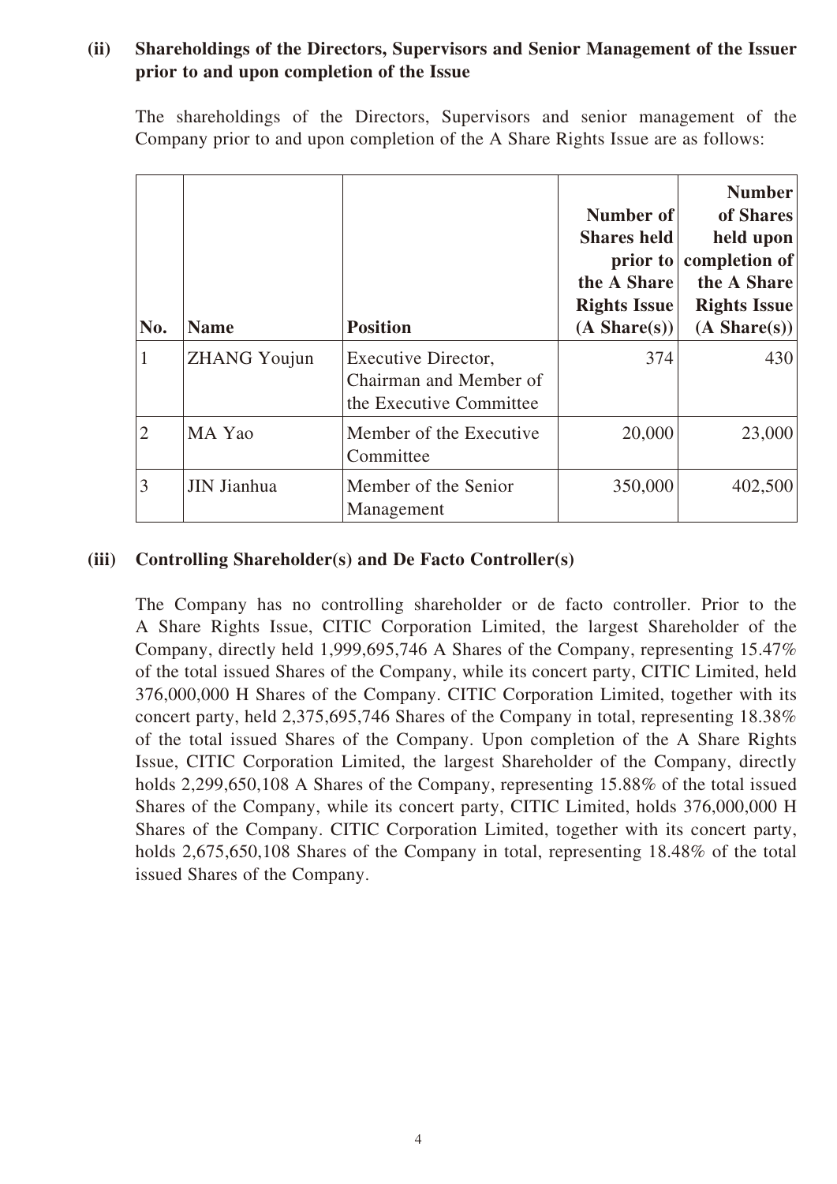### (ii) Shareholdings of the Directors, Supervisors and Senior Management of the Issuer prior to and upon completion of the Issue

The shareholdings of the Directors, Supervisors and senior management of the Company prior to and upon completion of the A Share Rights Issue are as follows:

| No. | Name | Position | Number of Shares held prior to the A Share Rights Issue (A Share(s)) | Number of Shares held upon completion of the A Share Rights Issue (A Share(s)) |
|---|---|---|---|---|
| 1 | ZHANG Youjun | Executive Director, Chairman and Member of the Executive Committee | 374 | 430 |
| 2 | MA Yao | Member of the Executive Committee | 20,000 | 23,000 |
| 3 | JIN Jianhua | Member of the Senior Management | 350,000 | 402,500 |

### (iii) Controlling Shareholder(s) and De Facto Controller(s)

The Company has no controlling shareholder or de facto controller. Prior to the A Share Rights Issue, CITIC Corporation Limited, the largest Shareholder of the Company, directly held 1,999,695,746 A Shares of the Company, representing 15.47% of the total issued Shares of the Company, while its concert party, CITIC Limited, held 376,000,000 H Shares of the Company. CITIC Corporation Limited, together with its concert party, held 2,375,695,746 Shares of the Company in total, representing 18.38% of the total issued Shares of the Company. Upon completion of the A Share Rights Issue, CITIC Corporation Limited, the largest Shareholder of the Company, directly holds 2,299,650,108 A Shares of the Company, representing 15.88% of the total issued Shares of the Company, while its concert party, CITIC Limited, holds 376,000,000 H Shares of the Company. CITIC Corporation Limited, together with its concert party, holds 2,675,650,108 Shares of the Company in total, representing 18.48% of the total issued Shares of the Company.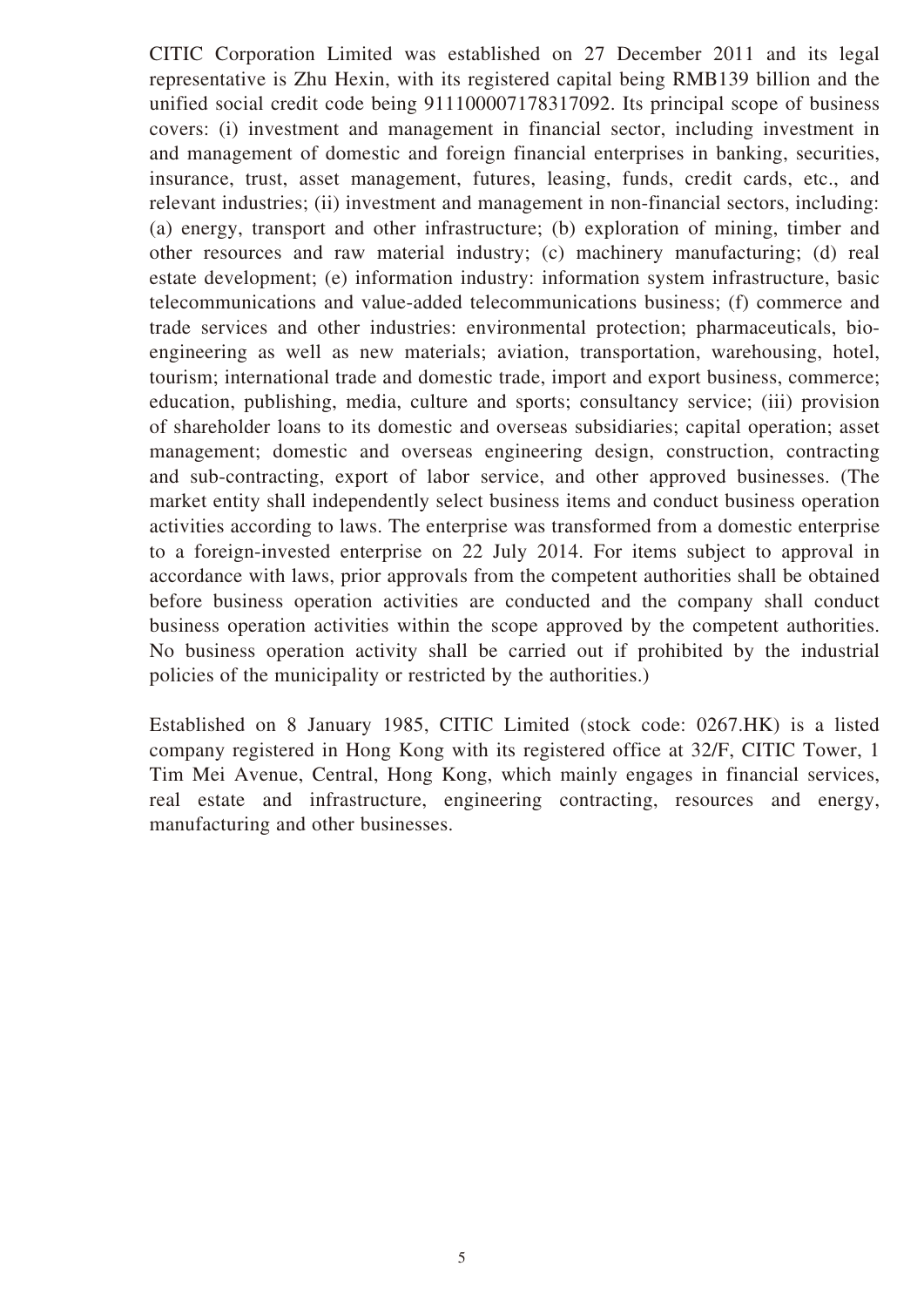CITIC Corporation Limited was established on 27 December 2011 and its legal representative is Zhu Hexin, with its registered capital being RMB139 billion and the unified social credit code being 911100007178317092. Its principal scope of business covers: (i) investment and management in financial sector, including investment in and management of domestic and foreign financial enterprises in banking, securities, insurance, trust, asset management, futures, leasing, funds, credit cards, etc., and relevant industries; (ii) investment and management in non-financial sectors, including: (a) energy, transport and other infrastructure; (b) exploration of mining, timber and other resources and raw material industry; (c) machinery manufacturing; (d) real estate development; (e) information industry: information system infrastructure, basic telecommunications and value-added telecommunications business; (f) commerce and trade services and other industries: environmental protection; pharmaceuticals, bio-engineering as well as new materials; aviation, transportation, warehousing, hotel, tourism; international trade and domestic trade, import and export business, commerce; education, publishing, media, culture and sports; consultancy service; (iii) provision of shareholder loans to its domestic and overseas subsidiaries; capital operation; asset management; domestic and overseas engineering design, construction, contracting and sub-contracting, export of labor service, and other approved businesses. (The market entity shall independently select business items and conduct business operation activities according to laws. The enterprise was transformed from a domestic enterprise to a foreign-invested enterprise on 22 July 2014. For items subject to approval in accordance with laws, prior approvals from the competent authorities shall be obtained before business operation activities are conducted and the company shall conduct business operation activities within the scope approved by the competent authorities. No business operation activity shall be carried out if prohibited by the industrial policies of the municipality or restricted by the authorities.)

Established on 8 January 1985, CITIC Limited (stock code: 0267.HK) is a listed company registered in Hong Kong with its registered office at 32/F, CITIC Tower, 1 Tim Mei Avenue, Central, Hong Kong, which mainly engages in financial services, real estate and infrastructure, engineering contracting, resources and energy, manufacturing and other businesses.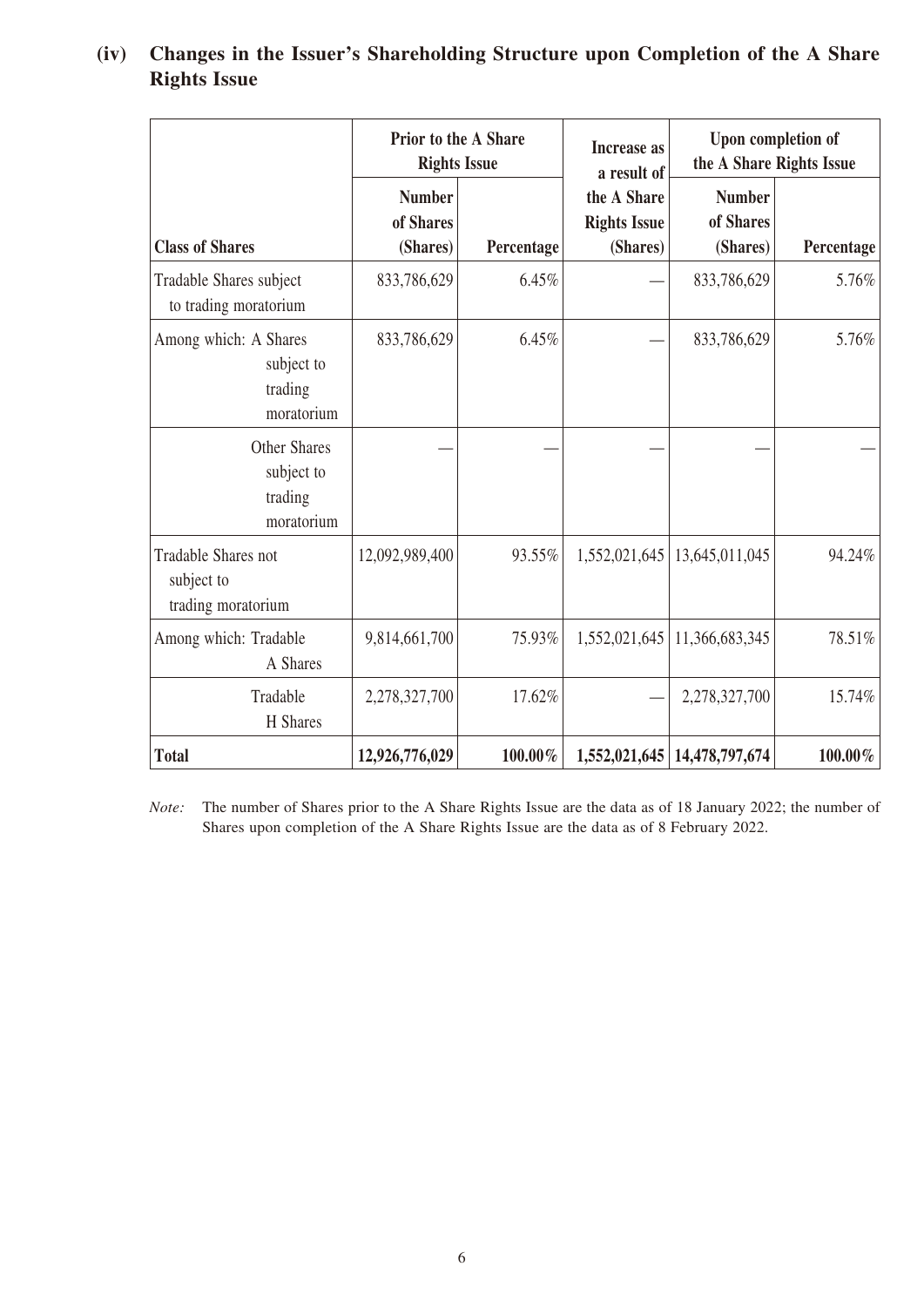### (iv) Changes in the Issuer's Shareholding Structure upon Completion of the A Share Rights Issue

| Class of Shares | Prior to the A Share Rights Issue | | Increase as a result of the A Share Rights Issue | Upon completion of the A Share Rights Issue | |
|---|---|---|---|---|---|
| | Number of Shares (Shares) | Percentage | (Shares) | Number of Shares (Shares) | Percentage |
| Tradable Shares subject to trading moratorium | 833,786,629 | 6.45% | — | 833,786,629 | 5.76% |
| Among which: A Shares subject to trading moratorium | 833,786,629 | 6.45% | — | 833,786,629 | 5.76% |
| Other Shares subject to trading moratorium | — | — | — | — | — |
| Tradable Shares not subject to trading moratorium | 12,092,989,400 | 93.55% | 1,552,021,645 | 13,645,011,045 | 94.24% |
| Among which: Tradable A Shares | 9,814,661,700 | 75.93% | 1,552,021,645 | 11,366,683,345 | 78.51% |
| Tradable H Shares | 2,278,327,700 | 17.62% | — | 2,278,327,700 | 15.74% |
| **Total** | **12,926,776,029** | **100.00%** | **1,552,021,645** | **14,478,797,674** | **100.00%** |

*Note:* The number of Shares prior to the A Share Rights Issue are the data as of 18 January 2022; the number of Shares upon completion of the A Share Rights Issue are the data as of 8 February 2022.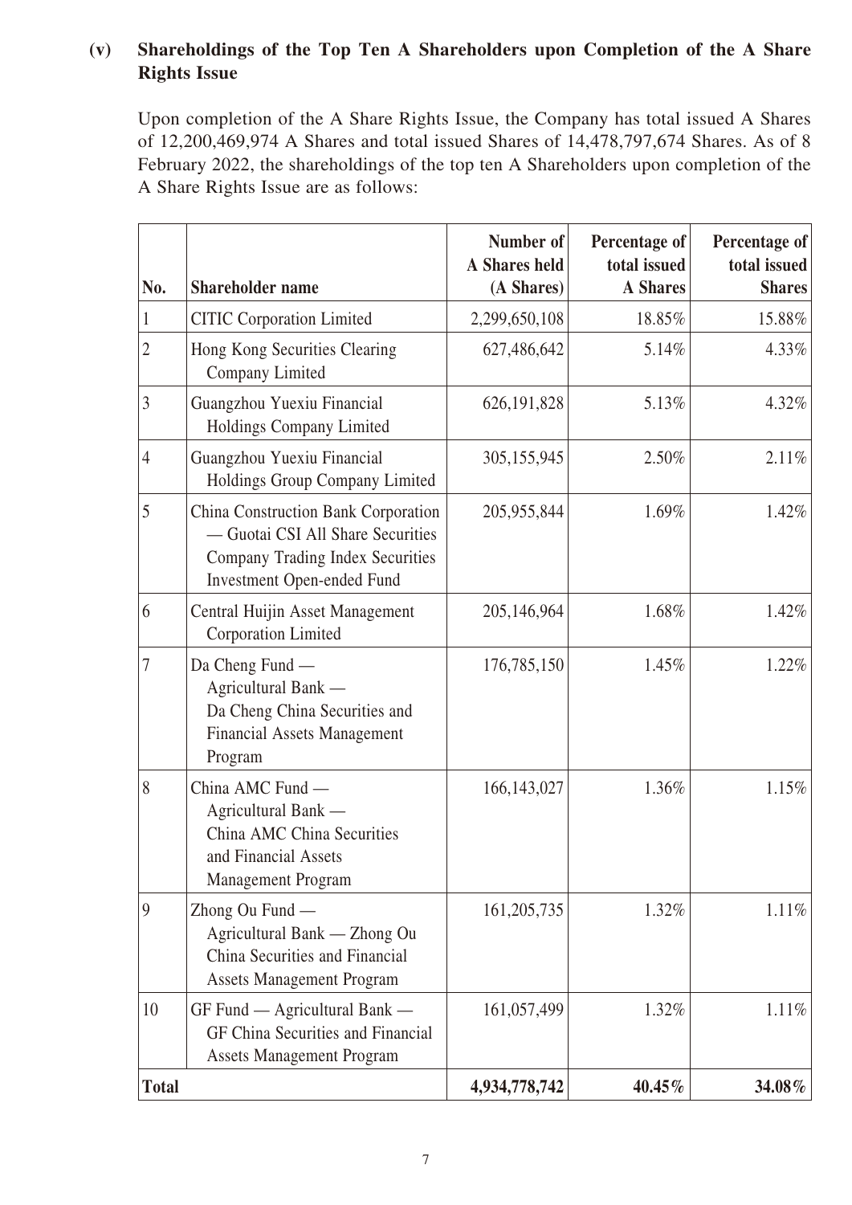### (v) Shareholdings of the Top Ten A Shareholders upon Completion of the A Share Rights Issue

Upon completion of the A Share Rights Issue, the Company has total issued A Shares of 12,200,469,974 A Shares and total issued Shares of 14,478,797,674 Shares. As of 8 February 2022, the shareholdings of the top ten A Shareholders upon completion of the A Share Rights Issue are as follows:

| No. | Shareholder name | Number of A Shares held (A Shares) | Percentage of total issued A Shares | Percentage of total issued Shares |
|---|---|---|---|---|
| 1 | CITIC Corporation Limited | 2,299,650,108 | 18.85% | 15.88% |
| 2 | Hong Kong Securities Clearing Company Limited | 627,486,642 | 5.14% | 4.33% |
| 3 | Guangzhou Yuexiu Financial Holdings Company Limited | 626,191,828 | 5.13% | 4.32% |
| 4 | Guangzhou Yuexiu Financial Holdings Group Company Limited | 305,155,945 | 2.50% | 2.11% |
| 5 | China Construction Bank Corporation — Guotai CSI All Share Securities Company Trading Index Securities Investment Open-ended Fund | 205,955,844 | 1.69% | 1.42% |
| 6 | Central Huijin Asset Management Corporation Limited | 205,146,964 | 1.68% | 1.42% |
| 7 | Da Cheng Fund — Agricultural Bank — Da Cheng China Securities and Financial Assets Management Program | 176,785,150 | 1.45% | 1.22% |
| 8 | China AMC Fund — Agricultural Bank — China AMC China Securities and Financial Assets Management Program | 166,143,027 | 1.36% | 1.15% |
| 9 | Zhong Ou Fund — Agricultural Bank — Zhong Ou China Securities and Financial Assets Management Program | 161,205,735 | 1.32% | 1.11% |
| 10 | GF Fund — Agricultural Bank — GF China Securities and Financial Assets Management Program | 161,057,499 | 1.32% | 1.11% |
| **Total** | | **4,934,778,742** | **40.45%** | **34.08%** |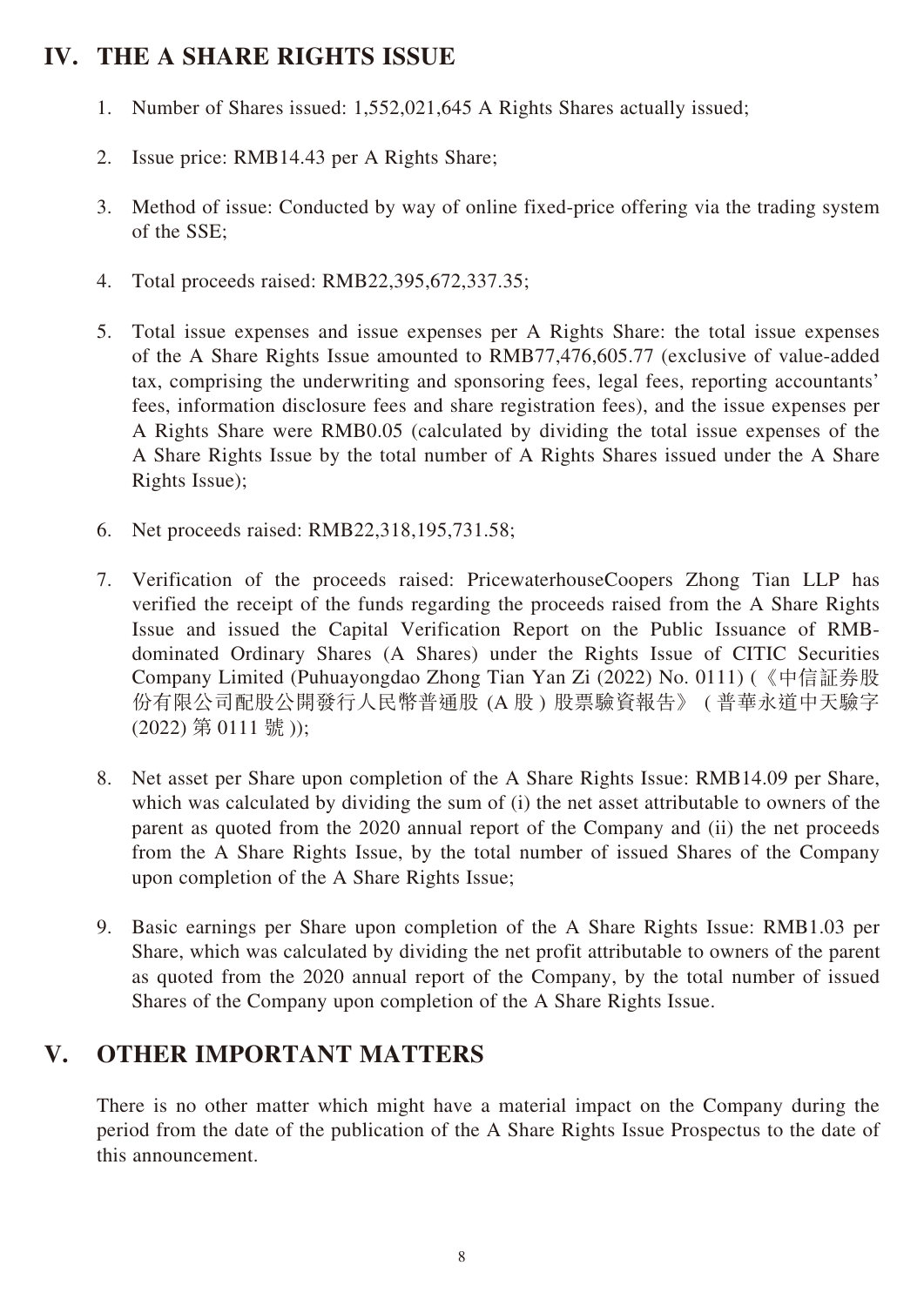## IV. THE A SHARE RIGHTS ISSUE

1. Number of Shares issued: 1,552,021,645 A Rights Shares actually issued;

2. Issue price: RMB14.43 per A Rights Share;

3. Method of issue: Conducted by way of online fixed-price offering via the trading system of the SSE;

4. Total proceeds raised: RMB22,395,672,337.35;

5. Total issue expenses and issue expenses per A Rights Share: the total issue expenses of the A Share Rights Issue amounted to RMB77,476,605.77 (exclusive of value-added tax, comprising the underwriting and sponsoring fees, legal fees, reporting accountants' fees, information disclosure fees and share registration fees), and the issue expenses per A Rights Share were RMB0.05 (calculated by dividing the total issue expenses of the A Share Rights Issue by the total number of A Rights Shares issued under the A Share Rights Issue);

6. Net proceeds raised: RMB22,318,195,731.58;

7. Verification of the proceeds raised: PricewaterhouseCoopers Zhong Tian LLP has verified the receipt of the funds regarding the proceeds raised from the A Share Rights Issue and issued the Capital Verification Report on the Public Issuance of RMB-dominated Ordinary Shares (A Shares) under the Rights Issue of CITIC Securities Company Limited (Puhuayongdao Zhong Tian Yan Zi (2022) No. 0111) (《中信証券股份有限公司配股公開發行人民幣普通股 (A 股) 股票驗資報告》 (普華永道中天驗字 (2022) 第 0111 號));

8. Net asset per Share upon completion of the A Share Rights Issue: RMB14.09 per Share, which was calculated by dividing the sum of (i) the net asset attributable to owners of the parent as quoted from the 2020 annual report of the Company and (ii) the net proceeds from the A Share Rights Issue, by the total number of issued Shares of the Company upon completion of the A Share Rights Issue;

9. Basic earnings per Share upon completion of the A Share Rights Issue: RMB1.03 per Share, which was calculated by dividing the net profit attributable to owners of the parent as quoted from the 2020 annual report of the Company, by the total number of issued Shares of the Company upon completion of the A Share Rights Issue.

## V. OTHER IMPORTANT MATTERS

There is no other matter which might have a material impact on the Company during the period from the date of the publication of the A Share Rights Issue Prospectus to the date of this announcement.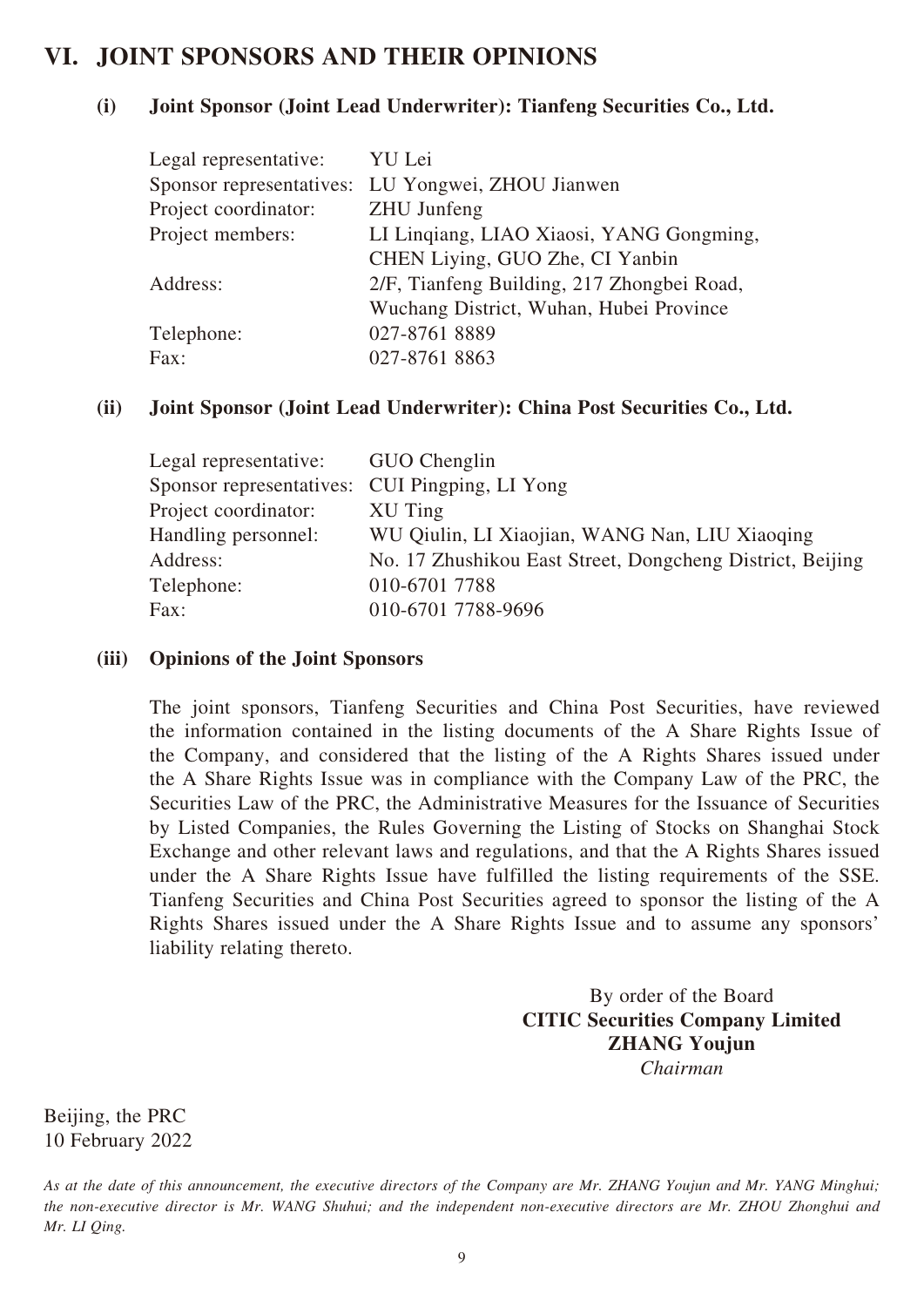## VI. JOINT SPONSORS AND THEIR OPINIONS

### (i) Joint Sponsor (Joint Lead Underwriter): Tianfeng Securities Co., Ltd.

| | |
|---|---|
| Legal representative: | YU Lei |
| Sponsor representatives: | LU Yongwei, ZHOU Jianwen |
| Project coordinator: | ZHU Junfeng |
| Project members: | LI Linqiang, LIAO Xiaosi, YANG Gongming, CHEN Liying, GUO Zhe, CI Yanbin |
| Address: | 2/F, Tianfeng Building, 217 Zhongbei Road, Wuchang District, Wuhan, Hubei Province |
| Telephone: | 027-8761 8889 |
| Fax: | 027-8761 8863 |

### (ii) Joint Sponsor (Joint Lead Underwriter): China Post Securities Co., Ltd.

| | |
|---|---|
| Legal representative: | GUO Chenglin |
| Sponsor representatives: | CUI Pingping, LI Yong |
| Project coordinator: | XU Ting |
| Handling personnel: | WU Qiulin, LI Xiaojian, WANG Nan, LIU Xiaoqing |
| Address: | No. 17 Zhushikou East Street, Dongcheng District, Beijing |
| Telephone: | 010-6701 7788 |
| Fax: | 010-6701 7788-9696 |

### (iii) Opinions of the Joint Sponsors

The joint sponsors, Tianfeng Securities and China Post Securities, have reviewed the information contained in the listing documents of the A Share Rights Issue of the Company, and considered that the listing of the A Rights Shares issued under the A Share Rights Issue was in compliance with the Company Law of the PRC, the Securities Law of the PRC, the Administrative Measures for the Issuance of Securities by Listed Companies, the Rules Governing the Listing of Stocks on Shanghai Stock Exchange and other relevant laws and regulations, and that the A Rights Shares issued under the A Share Rights Issue have fulfilled the listing requirements of the SSE. Tianfeng Securities and China Post Securities agreed to sponsor the listing of the A Rights Shares issued under the A Share Rights Issue and to assume any sponsors' liability relating thereto.

By order of the Board
**CITIC Securities Company Limited**
**ZHANG Youjun**
*Chairman*

Beijing, the PRC
10 February 2022

*As at the date of this announcement, the executive directors of the Company are Mr. ZHANG Youjun and Mr. YANG Minghui; the non-executive director is Mr. WANG Shuhui; and the independent non-executive directors are Mr. ZHOU Zhonghui and Mr. LI Qing.*